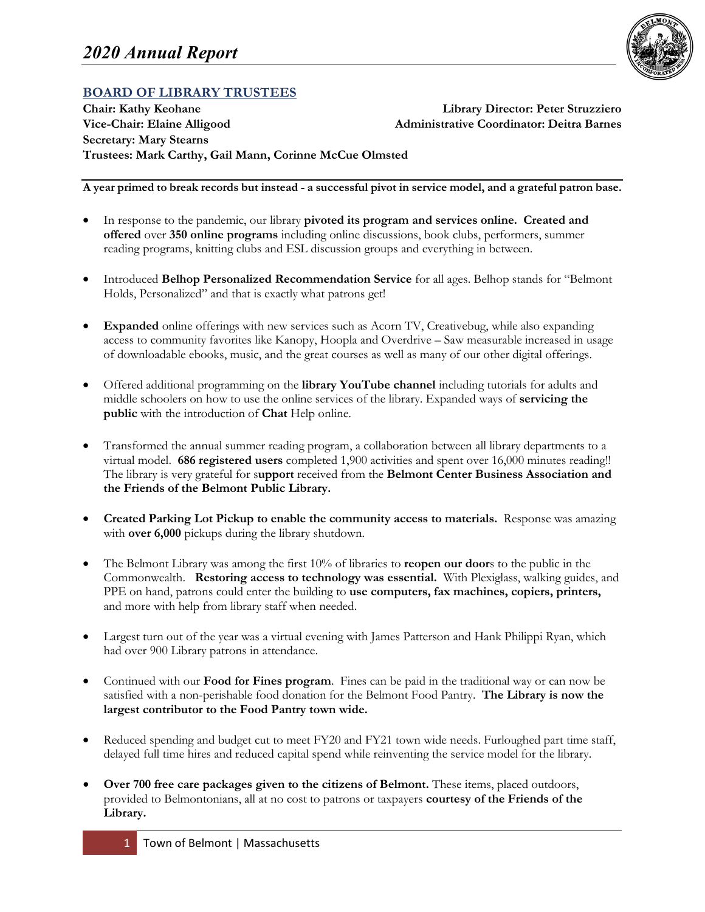# *2020 Annual Report*

## BOARD OF LIBRARY TRUSTEES

**Chair: Kathy Keohane**
**Vice-Chair: Elaine Alligood**
**Secretary: Mary Stearns**
**Trustees: Mark Carthy, Gail Mann, Corinne McCue Olmsted**

**Library Director: Peter Struzziero**
**Administrative Coordinator: Deitra Barnes**

**A year primed to break records but instead - a successful pivot in service model, and a grateful patron base.**

- In response to the pandemic, our library **pivoted its program and services online. Created and offered** over **350 online programs** including online discussions, book clubs, performers, summer reading programs, knitting clubs and ESL discussion groups and everything in between.

- Introduced **Belhop Personalized Recommendation Service** for all ages. Belhop stands for "Belmont Holds, Personalized" and that is exactly what patrons get!

- **Expanded** online offerings with new services such as Acorn TV, Creativebug, while also expanding access to community favorites like Kanopy, Hoopla and Overdrive – Saw measurable increased in usage of downloadable ebooks, music, and the great courses as well as many of our other digital offerings.

- Offered additional programming on the **library YouTube channel** including tutorials for adults and middle schoolers on how to use the online services of the library. Expanded ways of **servicing the public** with the introduction of **Chat** Help online.

- Transformed the annual summer reading program, a collaboration between all library departments to a virtual model. **686 registered users** completed 1,900 activities and spent over 16,000 minutes reading!! The library is very grateful for s**upport** received from the **Belmont Center Business Association and the Friends of the Belmont Public Library.**

- **Created Parking Lot Pickup to enable the community access to materials.** Response was amazing with **over 6,000** pickups during the library shutdown.

- The Belmont Library was among the first 10% of libraries to **reopen our door**s to the public in the Commonwealth. **Restoring access to technology was essential.** With Plexiglass, walking guides, and PPE on hand, patrons could enter the building to **use computers, fax machines, copiers, printers,** and more with help from library staff when needed.

- Largest turn out of the year was a virtual evening with James Patterson and Hank Philippi Ryan, which had over 900 Library patrons in attendance.

- Continued with our **Food for Fines program**. Fines can be paid in the traditional way or can now be satisfied with a non-perishable food donation for the Belmont Food Pantry. **The Library is now the largest contributor to the Food Pantry town wide.**

- Reduced spending and budget cut to meet FY20 and FY21 town wide needs. Furloughed part time staff, delayed full time hires and reduced capital spend while reinventing the service model for the library.

- **Over 700 free care packages given to the citizens of Belmont.** These items, placed outdoors, provided to Belmontonians, all at no cost to patrons or taxpayers **courtesy of the Friends of the Library.**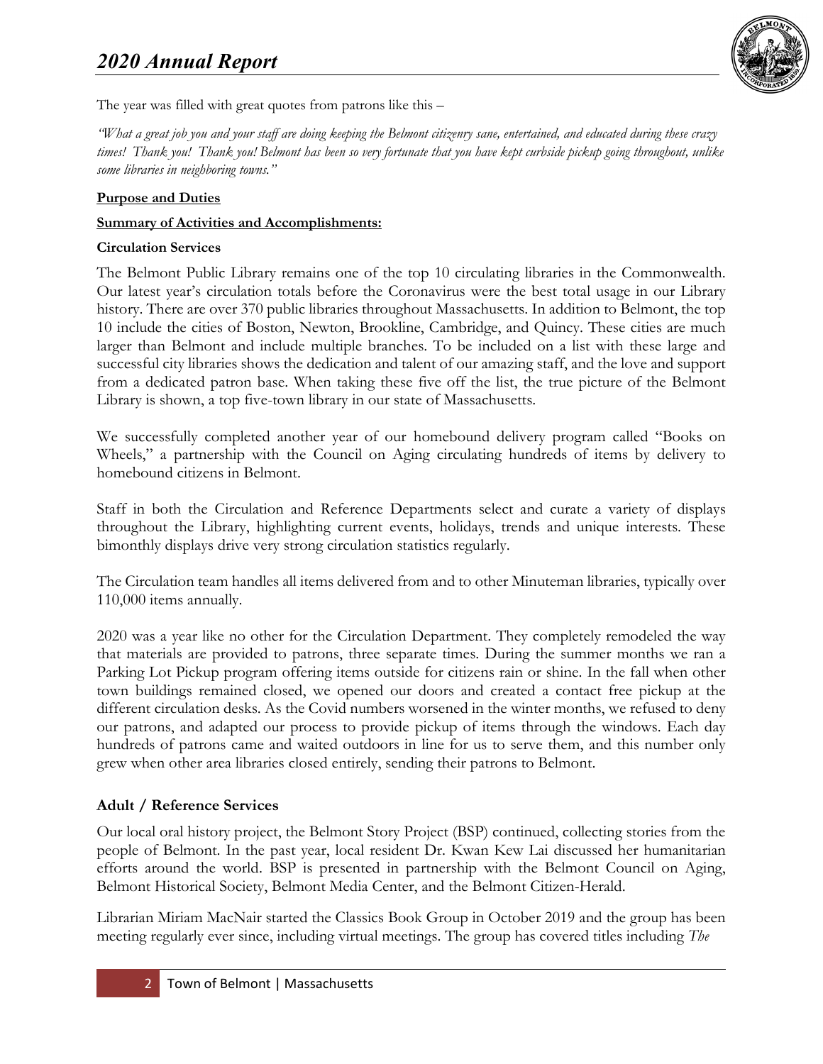The year was filled with great quotes from patrons like this –

*"What a great job you and your staff are doing keeping the Belmont citizenry sane, entertained, and educated during these crazy times! Thank you! Thank you! Belmont has been so very fortunate that you have kept curbside pickup going throughout, unlike some libraries in neighboring towns."*

**Purpose and Duties**

**Summary of Activities and Accomplishments:**

**Circulation Services**

The Belmont Public Library remains one of the top 10 circulating libraries in the Commonwealth. Our latest year's circulation totals before the Coronavirus were the best total usage in our Library history. There are over 370 public libraries throughout Massachusetts. In addition to Belmont, the top 10 include the cities of Boston, Newton, Brookline, Cambridge, and Quincy. These cities are much larger than Belmont and include multiple branches. To be included on a list with these large and successful city libraries shows the dedication and talent of our amazing staff, and the love and support from a dedicated patron base. When taking these five off the list, the true picture of the Belmont Library is shown, a top five-town library in our state of Massachusetts.

We successfully completed another year of our homebound delivery program called "Books on Wheels," a partnership with the Council on Aging circulating hundreds of items by delivery to homebound citizens in Belmont.

Staff in both the Circulation and Reference Departments select and curate a variety of displays throughout the Library, highlighting current events, holidays, trends and unique interests. These bimonthly displays drive very strong circulation statistics regularly.

The Circulation team handles all items delivered from and to other Minuteman libraries, typically over 110,000 items annually.

2020 was a year like no other for the Circulation Department. They completely remodeled the way that materials are provided to patrons, three separate times. During the summer months we ran a Parking Lot Pickup program offering items outside for citizens rain or shine. In the fall when other town buildings remained closed, we opened our doors and created a contact free pickup at the different circulation desks. As the Covid numbers worsened in the winter months, we refused to deny our patrons, and adapted our process to provide pickup of items through the windows. Each day hundreds of patrons came and waited outdoors in line for us to serve them, and this number only grew when other area libraries closed entirely, sending their patrons to Belmont.

## Adult / Reference Services

Our local oral history project, the Belmont Story Project (BSP) continued, collecting stories from the people of Belmont. In the past year, local resident Dr. Kwan Kew Lai discussed her humanitarian efforts around the world. BSP is presented in partnership with the Belmont Council on Aging, Belmont Historical Society, Belmont Media Center, and the Belmont Citizen-Herald.

Librarian Miriam MacNair started the Classics Book Group in October 2019 and the group has been meeting regularly ever since, including virtual meetings. The group has covered titles including *The*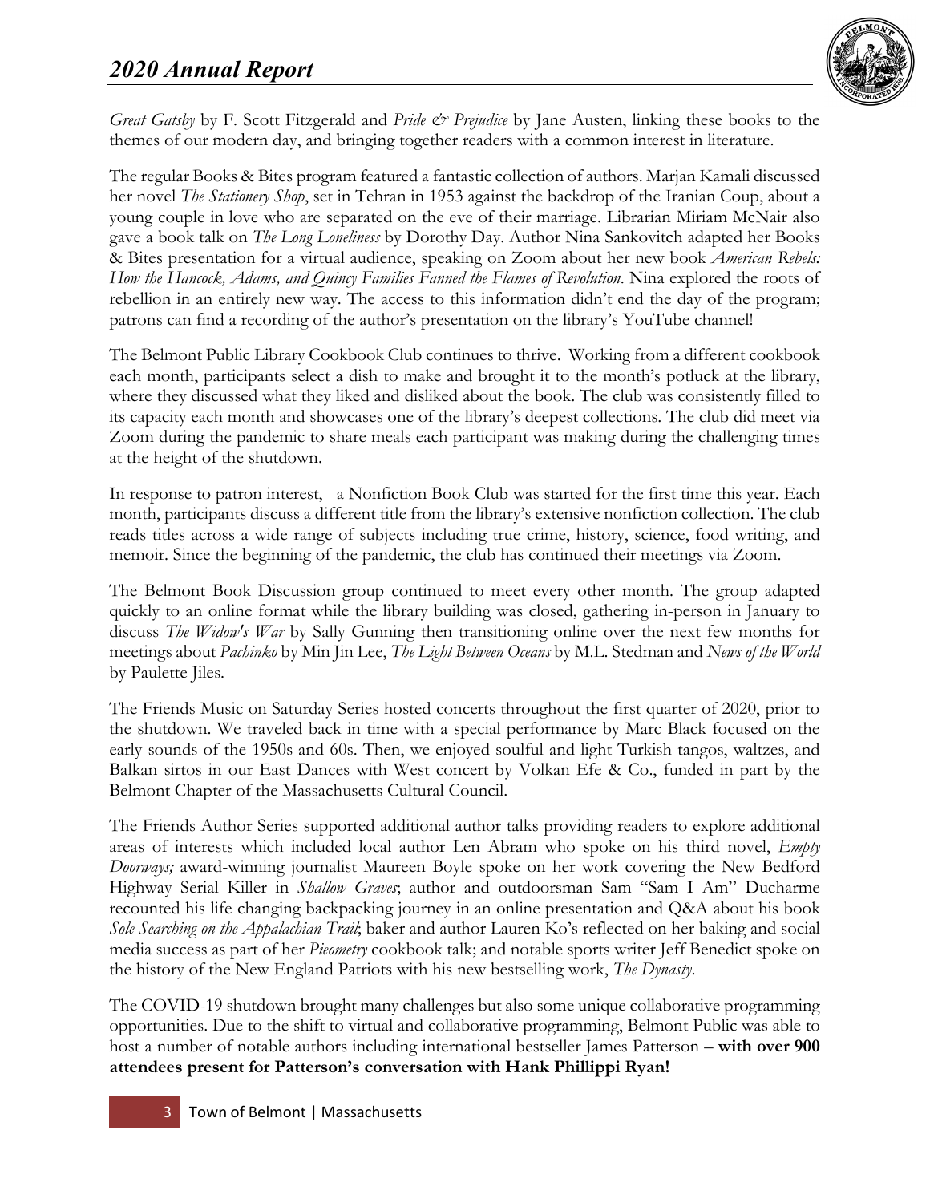*Great Gatsby* by F. Scott Fitzgerald and *Pride & Prejudice* by Jane Austen, linking these books to the themes of our modern day, and bringing together readers with a common interest in literature.

The regular Books & Bites program featured a fantastic collection of authors. Marjan Kamali discussed her novel *The Stationery Shop*, set in Tehran in 1953 against the backdrop of the Iranian Coup, about a young couple in love who are separated on the eve of their marriage. Librarian Miriam McNair also gave a book talk on *The Long Loneliness* by Dorothy Day. Author Nina Sankovitch adapted her Books & Bites presentation for a virtual audience, speaking on Zoom about her new book *American Rebels: How the Hancock, Adams, and Quincy Families Fanned the Flames of Revolution*. Nina explored the roots of rebellion in an entirely new way. The access to this information didn't end the day of the program; patrons can find a recording of the author's presentation on the library's YouTube channel!

The Belmont Public Library Cookbook Club continues to thrive. Working from a different cookbook each month, participants select a dish to make and brought it to the month's potluck at the library, where they discussed what they liked and disliked about the book. The club was consistently filled to its capacity each month and showcases one of the library's deepest collections. The club did meet via Zoom during the pandemic to share meals each participant was making during the challenging times at the height of the shutdown.

In response to patron interest, a Nonfiction Book Club was started for the first time this year. Each month, participants discuss a different title from the library's extensive nonfiction collection. The club reads titles across a wide range of subjects including true crime, history, science, food writing, and memoir. Since the beginning of the pandemic, the club has continued their meetings via Zoom.

The Belmont Book Discussion group continued to meet every other month. The group adapted quickly to an online format while the library building was closed, gathering in-person in January to discuss *The Widow's War* by Sally Gunning then transitioning online over the next few months for meetings about *Pachinko* by Min Jin Lee, *The Light Between Oceans* by M.L. Stedman and *News of the World* by Paulette Jiles.

The Friends Music on Saturday Series hosted concerts throughout the first quarter of 2020, prior to the shutdown. We traveled back in time with a special performance by Marc Black focused on the early sounds of the 1950s and 60s. Then, we enjoyed soulful and light Turkish tangos, waltzes, and Balkan sirtos in our East Dances with West concert by Volkan Efe & Co., funded in part by the Belmont Chapter of the Massachusetts Cultural Council.

The Friends Author Series supported additional author talks providing readers to explore additional areas of interests which included local author Len Abram who spoke on his third novel, *Empty Doorways;* award-winning journalist Maureen Boyle spoke on her work covering the New Bedford Highway Serial Killer in *Shallow Graves*; author and outdoorsman Sam "Sam I Am" Ducharme recounted his life changing backpacking journey in an online presentation and Q&A about his book *Sole Searching on the Appalachian Trail*; baker and author Lauren Ko's reflected on her baking and social media success as part of her *Pieometry* cookbook talk; and notable sports writer Jeff Benedict spoke on the history of the New England Patriots with his new bestselling work, *The Dynasty*.

The COVID-19 shutdown brought many challenges but also some unique collaborative programming opportunities. Due to the shift to virtual and collaborative programming, Belmont Public was able to host a number of notable authors including international bestseller James Patterson – **with over 900 attendees present for Patterson's conversation with Hank Phillippi Ryan!**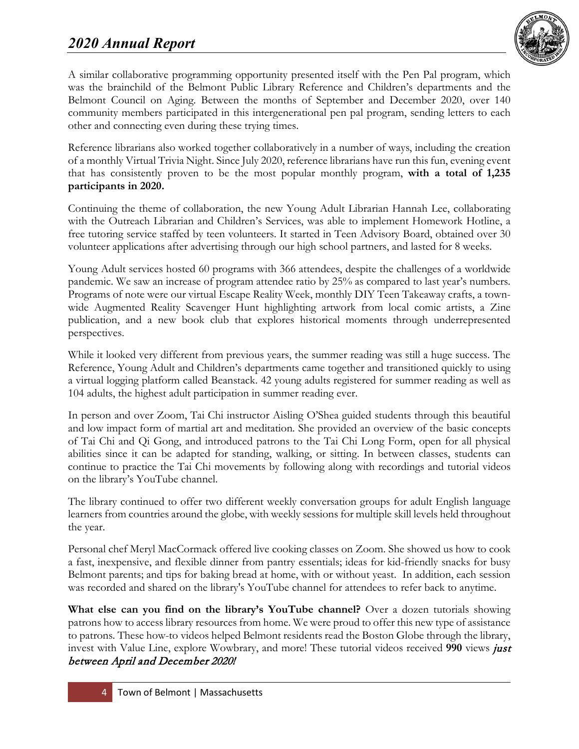A similar collaborative programming opportunity presented itself with the Pen Pal program, which was the brainchild of the Belmont Public Library Reference and Children's departments and the Belmont Council on Aging. Between the months of September and December 2020, over 140 community members participated in this intergenerational pen pal program, sending letters to each other and connecting even during these trying times.

Reference librarians also worked together collaboratively in a number of ways, including the creation of a monthly Virtual Trivia Night. Since July 2020, reference librarians have run this fun, evening event that has consistently proven to be the most popular monthly program, **with a total of 1,235 participants in 2020.**

Continuing the theme of collaboration, the new Young Adult Librarian Hannah Lee, collaborating with the Outreach Librarian and Children's Services, was able to implement Homework Hotline, a free tutoring service staffed by teen volunteers. It started in Teen Advisory Board, obtained over 30 volunteer applications after advertising through our high school partners, and lasted for 8 weeks.

Young Adult services hosted 60 programs with 366 attendees, despite the challenges of a worldwide pandemic. We saw an increase of program attendee ratio by 25% as compared to last year's numbers. Programs of note were our virtual Escape Reality Week, monthly DIY Teen Takeaway crafts, a town-wide Augmented Reality Scavenger Hunt highlighting artwork from local comic artists, a Zine publication, and a new book club that explores historical moments through underrepresented perspectives.

While it looked very different from previous years, the summer reading was still a huge success. The Reference, Young Adult and Children's departments came together and transitioned quickly to using a virtual logging platform called Beanstack. 42 young adults registered for summer reading as well as 104 adults, the highest adult participation in summer reading ever.

In person and over Zoom, Tai Chi instructor Aisling O'Shea guided students through this beautiful and low impact form of martial art and meditation. She provided an overview of the basic concepts of Tai Chi and Qi Gong, and introduced patrons to the Tai Chi Long Form, open for all physical abilities since it can be adapted for standing, walking, or sitting. In between classes, students can continue to practice the Tai Chi movements by following along with recordings and tutorial videos on the library's YouTube channel.

The library continued to offer two different weekly conversation groups for adult English language learners from countries around the globe, with weekly sessions for multiple skill levels held throughout the year.

Personal chef Meryl MacCormack offered live cooking classes on Zoom. She showed us how to cook a fast, inexpensive, and flexible dinner from pantry essentials; ideas for kid-friendly snacks for busy Belmont parents; and tips for baking bread at home, with or without yeast. In addition, each session was recorded and shared on the library's YouTube channel for attendees to refer back to anytime.

**What else can you find on the library's YouTube channel?** Over a dozen tutorials showing patrons how to access library resources from home. We were proud to offer this new type of assistance to patrons. These how-to videos helped Belmont residents read the Boston Globe through the library, invest with Value Line, explore Wowbrary, and more! These tutorial videos received **990** views ***just between April and December 2020!***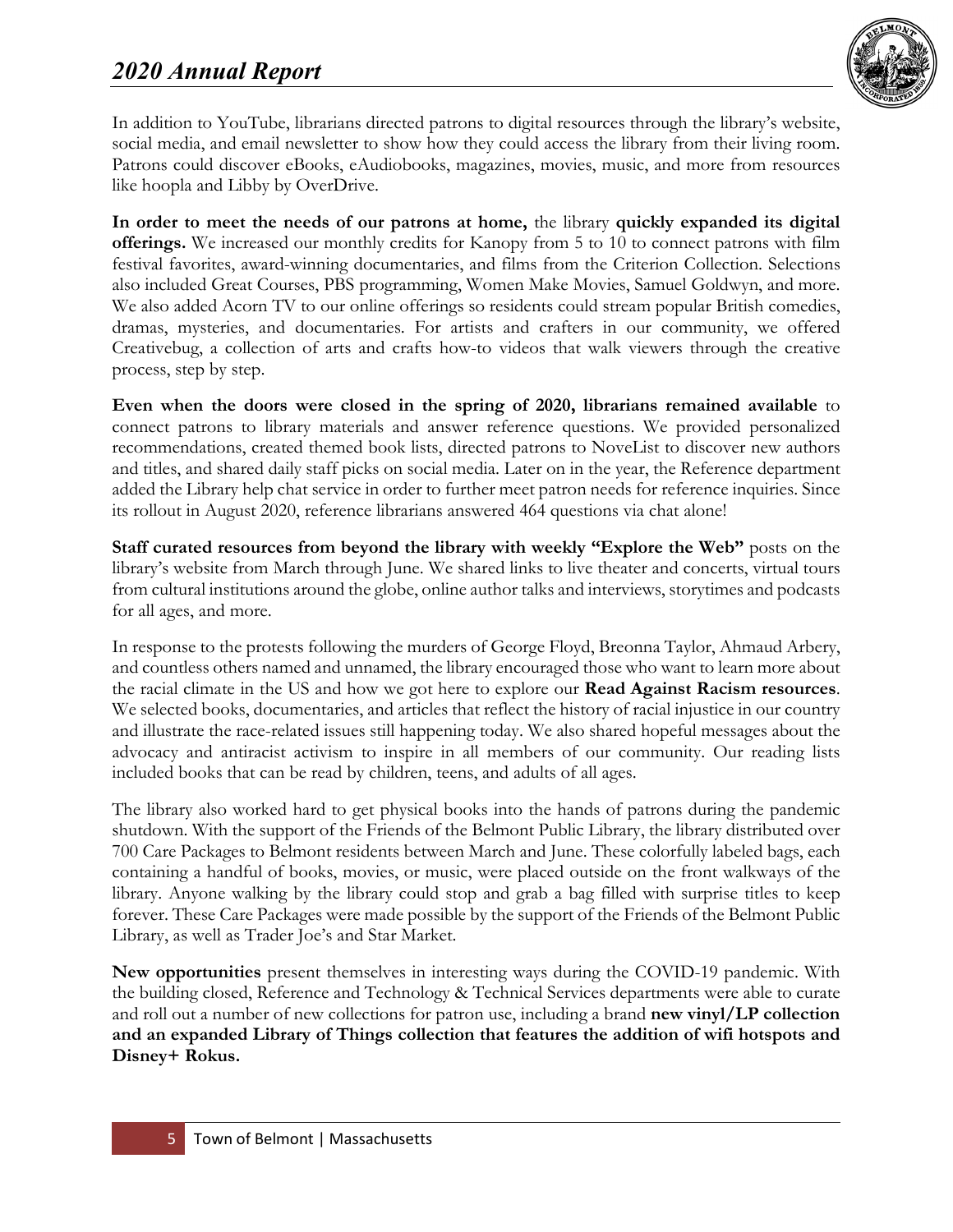In addition to YouTube, librarians directed patrons to digital resources through the library's website, social media, and email newsletter to show how they could access the library from their living room. Patrons could discover eBooks, eAudiobooks, magazines, movies, music, and more from resources like hoopla and Libby by OverDrive.

**In order to meet the needs of our patrons at home,** the library **quickly expanded its digital offerings.** We increased our monthly credits for Kanopy from 5 to 10 to connect patrons with film festival favorites, award-winning documentaries, and films from the Criterion Collection. Selections also included Great Courses, PBS programming, Women Make Movies, Samuel Goldwyn, and more. We also added Acorn TV to our online offerings so residents could stream popular British comedies, dramas, mysteries, and documentaries. For artists and crafters in our community, we offered Creativebug, a collection of arts and crafts how-to videos that walk viewers through the creative process, step by step.

**Even when the doors were closed in the spring of 2020, librarians remained available** to connect patrons to library materials and answer reference questions. We provided personalized recommendations, created themed book lists, directed patrons to NoveList to discover new authors and titles, and shared daily staff picks on social media. Later on in the year, the Reference department added the Library help chat service in order to further meet patron needs for reference inquiries. Since its rollout in August 2020, reference librarians answered 464 questions via chat alone!

**Staff curated resources from beyond the library with weekly "Explore the Web"** posts on the library's website from March through June. We shared links to live theater and concerts, virtual tours from cultural institutions around the globe, online author talks and interviews, storytimes and podcasts for all ages, and more.

In response to the protests following the murders of George Floyd, Breonna Taylor, Ahmaud Arbery, and countless others named and unnamed, the library encouraged those who want to learn more about the racial climate in the US and how we got here to explore our **Read Against Racism resources**. We selected books, documentaries, and articles that reflect the history of racial injustice in our country and illustrate the race-related issues still happening today. We also shared hopeful messages about the advocacy and antiracist activism to inspire in all members of our community. Our reading lists included books that can be read by children, teens, and adults of all ages.

The library also worked hard to get physical books into the hands of patrons during the pandemic shutdown. With the support of the Friends of the Belmont Public Library, the library distributed over 700 Care Packages to Belmont residents between March and June. These colorfully labeled bags, each containing a handful of books, movies, or music, were placed outside on the front walkways of the library. Anyone walking by the library could stop and grab a bag filled with surprise titles to keep forever. These Care Packages were made possible by the support of the Friends of the Belmont Public Library, as well as Trader Joe's and Star Market.

**New opportunities** present themselves in interesting ways during the COVID-19 pandemic. With the building closed, Reference and Technology & Technical Services departments were able to curate and roll out a number of new collections for patron use, including a brand **new vinyl/LP collection and an expanded Library of Things collection that features the addition of wifi hotspots and Disney+ Rokus.**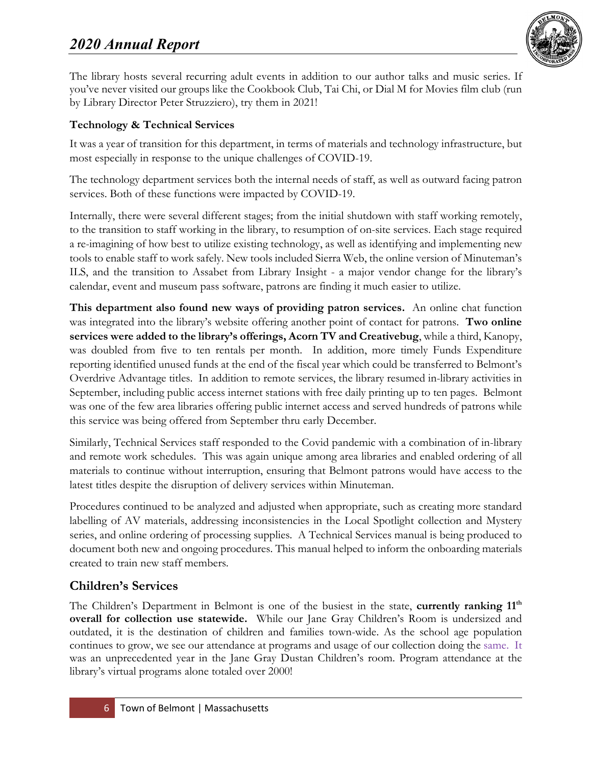The library hosts several recurring adult events in addition to our author talks and music series. If you've never visited our groups like the Cookbook Club, Tai Chi, or Dial M for Movies film club (run by Library Director Peter Struzziero), try them in 2021!

### Technology & Technical Services

It was a year of transition for this department, in terms of materials and technology infrastructure, but most especially in response to the unique challenges of COVID-19.

The technology department services both the internal needs of staff, as well as outward facing patron services. Both of these functions were impacted by COVID-19.

Internally, there were several different stages; from the initial shutdown with staff working remotely, to the transition to staff working in the library, to resumption of on-site services. Each stage required a re-imagining of how best to utilize existing technology, as well as identifying and implementing new tools to enable staff to work safely. New tools included Sierra Web, the online version of Minuteman's ILS, and the transition to Assabet from Library Insight - a major vendor change for the library's calendar, event and museum pass software, patrons are finding it much easier to utilize.

**This department also found new ways of providing patron services.** An online chat function was integrated into the library's website offering another point of contact for patrons. **Two online services were added to the library's offerings, Acorn TV and Creativebug**, while a third, Kanopy, was doubled from five to ten rentals per month. In addition, more timely Funds Expenditure reporting identified unused funds at the end of the fiscal year which could be transferred to Belmont's Overdrive Advantage titles. In addition to remote services, the library resumed in-library activities in September, including public access internet stations with free daily printing up to ten pages. Belmont was one of the few area libraries offering public internet access and served hundreds of patrons while this service was being offered from September thru early December.

Similarly, Technical Services staff responded to the Covid pandemic with a combination of in-library and remote work schedules. This was again unique among area libraries and enabled ordering of all materials to continue without interruption, ensuring that Belmont patrons would have access to the latest titles despite the disruption of delivery services within Minuteman.

Procedures continued to be analyzed and adjusted when appropriate, such as creating more standard labelling of AV materials, addressing inconsistencies in the Local Spotlight collection and Mystery series, and online ordering of processing supplies. A Technical Services manual is being produced to document both new and ongoing procedures. This manual helped to inform the onboarding materials created to train new staff members.

## Children's Services

The Children's Department in Belmont is one of the busiest in the state, **currently ranking 11th overall for collection use statewide.** While our Jane Gray Children's Room is undersized and outdated, it is the destination of children and families town-wide. As the school age population continues to grow, we see our attendance at programs and usage of our collection doing the same. It was an unprecedented year in the Jane Gray Dustan Children's room. Program attendance at the library's virtual programs alone totaled over 2000!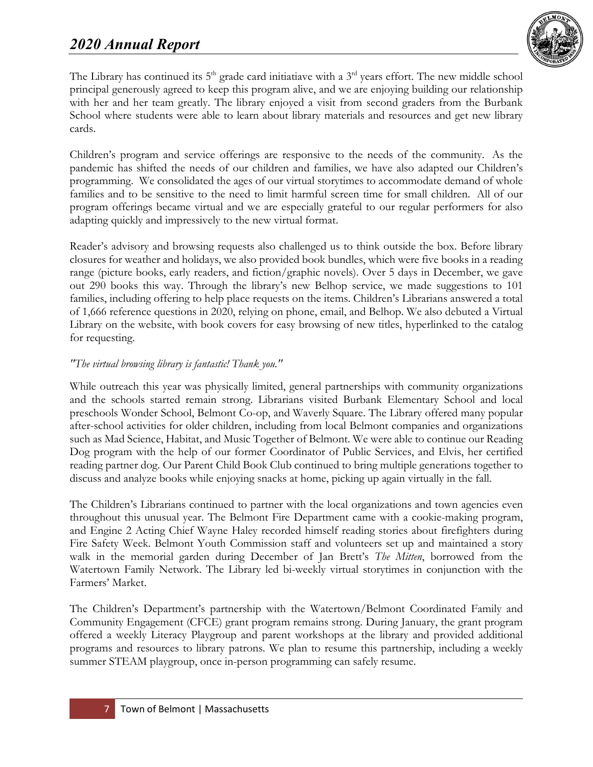The Library has continued its 5th grade card initiatiave with a 3rd years effort. The new middle school principal generously agreed to keep this program alive, and we are enjoying building our relationship with her and her team greatly. The library enjoyed a visit from second graders from the Burbank School where students were able to learn about library materials and resources and get new library cards.

Children's program and service offerings are responsive to the needs of the community. As the pandemic has shifted the needs of our children and families, we have also adapted our Children's programming. We consolidated the ages of our virtual storytimes to accommodate demand of whole families and to be sensitive to the need to limit harmful screen time for small children. All of our program offerings became virtual and we are especially grateful to our regular performers for also adapting quickly and impressively to the new virtual format.

Reader's advisory and browsing requests also challenged us to think outside the box. Before library closures for weather and holidays, we also provided book bundles, which were five books in a reading range (picture books, early readers, and fiction/graphic novels). Over 5 days in December, we gave out 290 books this way. Through the library's new Belhop service, we made suggestions to 101 families, including offering to help place requests on the items. Children's Librarians answered a total of 1,666 reference questions in 2020, relying on phone, email, and Belhop. We also debuted a Virtual Library on the website, with book covers for easy browsing of new titles, hyperlinked to the catalog for requesting.

*"The virtual browsing library is fantastic! Thank you."*

While outreach this year was physically limited, general partnerships with community organizations and the schools started remain strong. Librarians visited Burbank Elementary School and local preschools Wonder School, Belmont Co-op, and Waverly Square. The Library offered many popular after-school activities for older children, including from local Belmont companies and organizations such as Mad Science, Habitat, and Music Together of Belmont. We were able to continue our Reading Dog program with the help of our former Coordinator of Public Services, and Elvis, her certified reading partner dog. Our Parent Child Book Club continued to bring multiple generations together to discuss and analyze books while enjoying snacks at home, picking up again virtually in the fall.

The Children's Librarians continued to partner with the local organizations and town agencies even throughout this unusual year. The Belmont Fire Department came with a cookie-making program, and Engine 2 Acting Chief Wayne Haley recorded himself reading stories about firefighters during Fire Safety Week. Belmont Youth Commission staff and volunteers set up and maintained a story walk in the memorial garden during December of Jan Brett's *The Mitten*, borrowed from the Watertown Family Network. The Library led bi-weekly virtual storytimes in conjunction with the Farmers' Market.

The Children's Department's partnership with the Watertown/Belmont Coordinated Family and Community Engagement (CFCE) grant program remains strong. During January, the grant program offered a weekly Literacy Playgroup and parent workshops at the library and provided additional programs and resources to library patrons. We plan to resume this partnership, including a weekly summer STEAM playgroup, once in-person programming can safely resume.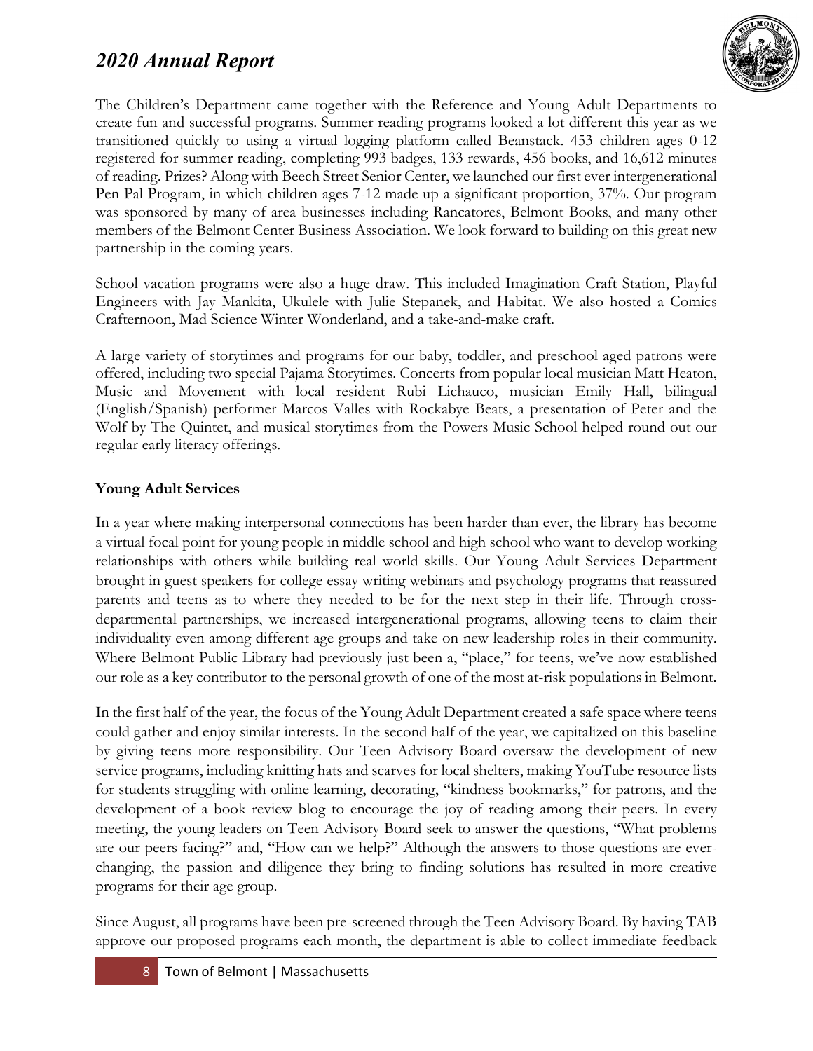The Children's Department came together with the Reference and Young Adult Departments to create fun and successful programs. Summer reading programs looked a lot different this year as we transitioned quickly to using a virtual logging platform called Beanstack. 453 children ages 0-12 registered for summer reading, completing 993 badges, 133 rewards, 456 books, and 16,612 minutes of reading. Prizes? Along with Beech Street Senior Center, we launched our first ever intergenerational Pen Pal Program, in which children ages 7-12 made up a significant proportion, 37%. Our program was sponsored by many of area businesses including Rancatores, Belmont Books, and many other members of the Belmont Center Business Association. We look forward to building on this great new partnership in the coming years.

School vacation programs were also a huge draw. This included Imagination Craft Station, Playful Engineers with Jay Mankita, Ukulele with Julie Stepanek, and Habitat. We also hosted a Comics Crafternoon, Mad Science Winter Wonderland, and a take-and-make craft.

A large variety of storytimes and programs for our baby, toddler, and preschool aged patrons were offered, including two special Pajama Storytimes. Concerts from popular local musician Matt Heaton, Music and Movement with local resident Rubi Lichauco, musician Emily Hall, bilingual (English/Spanish) performer Marcos Valles with Rockabye Beats, a presentation of Peter and the Wolf by The Quintet, and musical storytimes from the Powers Music School helped round out our regular early literacy offerings.

**Young Adult Services**

In a year where making interpersonal connections has been harder than ever, the library has become a virtual focal point for young people in middle school and high school who want to develop working relationships with others while building real world skills. Our Young Adult Services Department brought in guest speakers for college essay writing webinars and psychology programs that reassured parents and teens as to where they needed to be for the next step in their life. Through cross-departmental partnerships, we increased intergenerational programs, allowing teens to claim their individuality even among different age groups and take on new leadership roles in their community. Where Belmont Public Library had previously just been a, "place," for teens, we've now established our role as a key contributor to the personal growth of one of the most at-risk populations in Belmont.

In the first half of the year, the focus of the Young Adult Department created a safe space where teens could gather and enjoy similar interests. In the second half of the year, we capitalized on this baseline by giving teens more responsibility. Our Teen Advisory Board oversaw the development of new service programs, including knitting hats and scarves for local shelters, making YouTube resource lists for students struggling with online learning, decorating, "kindness bookmarks," for patrons, and the development of a book review blog to encourage the joy of reading among their peers. In every meeting, the young leaders on Teen Advisory Board seek to answer the questions, "What problems are our peers facing?" and, "How can we help?" Although the answers to those questions are ever-changing, the passion and diligence they bring to finding solutions has resulted in more creative programs for their age group.

Since August, all programs have been pre-screened through the Teen Advisory Board. By having TAB approve our proposed programs each month, the department is able to collect immediate feedback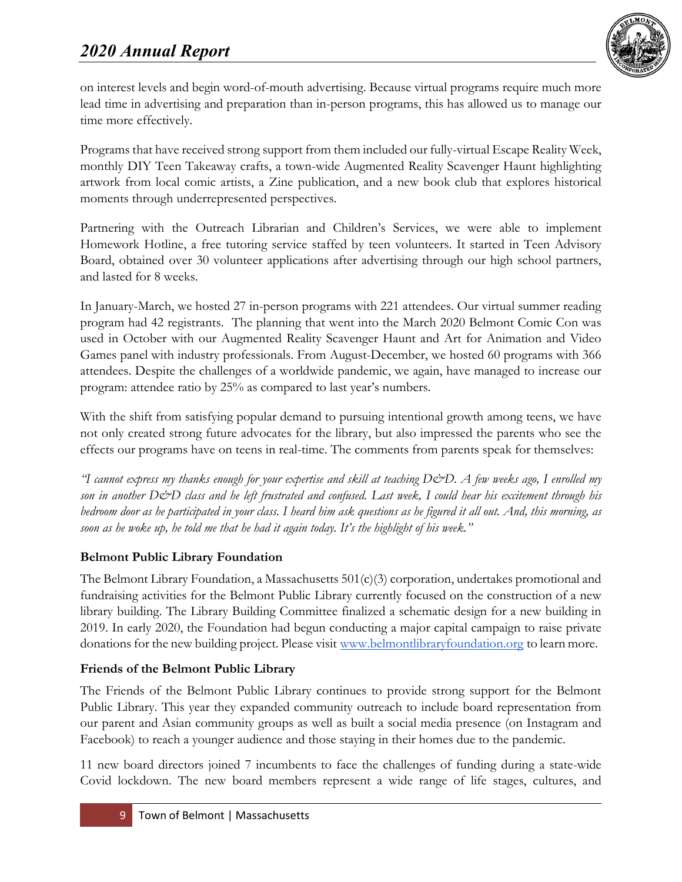on interest levels and begin word-of-mouth advertising. Because virtual programs require much more lead time in advertising and preparation than in-person programs, this has allowed us to manage our time more effectively.

Programs that have received strong support from them included our fully-virtual Escape Reality Week, monthly DIY Teen Takeaway crafts, a town-wide Augmented Reality Scavenger Haunt highlighting artwork from local comic artists, a Zine publication, and a new book club that explores historical moments through underrepresented perspectives.

Partnering with the Outreach Librarian and Children's Services, we were able to implement Homework Hotline, a free tutoring service staffed by teen volunteers. It started in Teen Advisory Board, obtained over 30 volunteer applications after advertising through our high school partners, and lasted for 8 weeks.

In January-March, we hosted 27 in-person programs with 221 attendees. Our virtual summer reading program had 42 registrants. The planning that went into the March 2020 Belmont Comic Con was used in October with our Augmented Reality Scavenger Haunt and Art for Animation and Video Games panel with industry professionals. From August-December, we hosted 60 programs with 366 attendees. Despite the challenges of a worldwide pandemic, we again, have managed to increase our program: attendee ratio by 25% as compared to last year's numbers.

With the shift from satisfying popular demand to pursuing intentional growth among teens, we have not only created strong future advocates for the library, but also impressed the parents who see the effects our programs have on teens in real-time. The comments from parents speak for themselves:

*"I cannot express my thanks enough for your expertise and skill at teaching D&D. A few weeks ago, I enrolled my son in another D&D class and he left frustrated and confused. Last week, I could hear his excitement through his bedroom door as he participated in your class. I heard him ask questions as he figured it all out. And, this morning, as soon as he woke up, he told me that he had it again today. It's the highlight of his week."*

**Belmont Public Library Foundation**

The Belmont Library Foundation, a Massachusetts 501(c)(3) corporation, undertakes promotional and fundraising activities for the Belmont Public Library currently focused on the construction of a new library building. The Library Building Committee finalized a schematic design for a new building in 2019. In early 2020, the Foundation had begun conducting a major capital campaign to raise private donations for the new building project. Please visit [www.belmontlibraryfoundation.org](http://www.belmontlibraryfoundation.org) to learn more.

**Friends of the Belmont Public Library**

The Friends of the Belmont Public Library continues to provide strong support for the Belmont Public Library. This year they expanded community outreach to include board representation from our parent and Asian community groups as well as built a social media presence (on Instagram and Facebook) to reach a younger audience and those staying in their homes due to the pandemic.

11 new board directors joined 7 incumbents to face the challenges of funding during a state-wide Covid lockdown. The new board members represent a wide range of life stages, cultures, and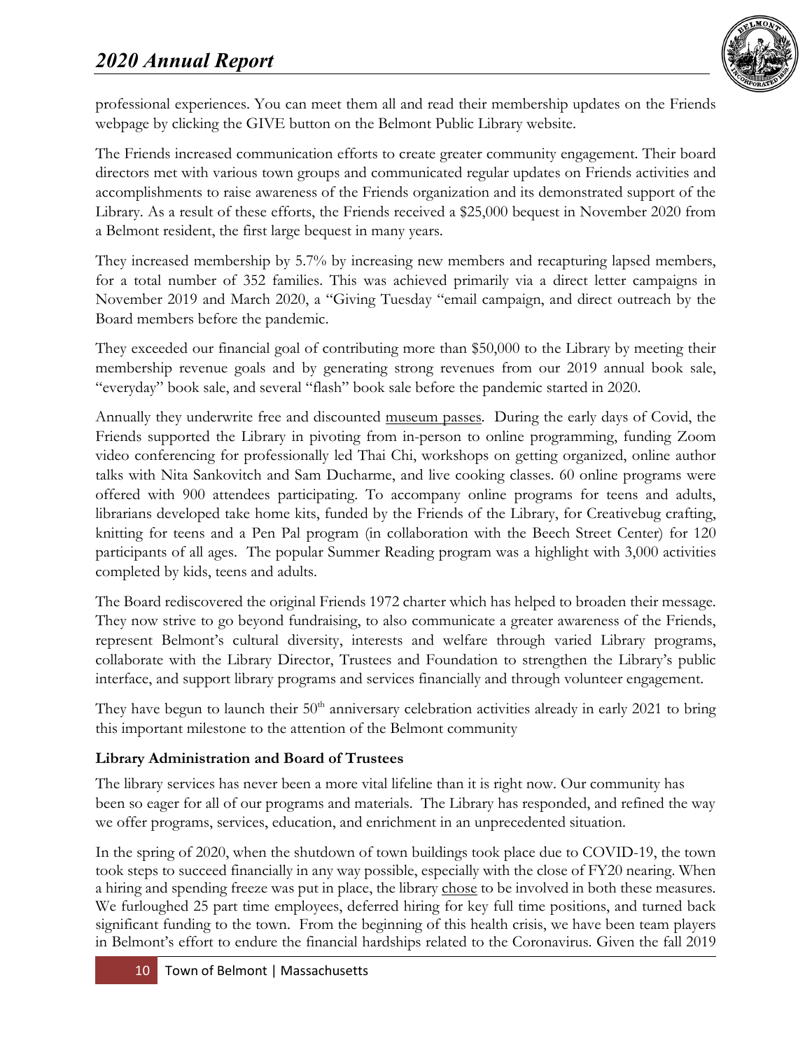professional experiences. You can meet them all and read their membership updates on the Friends webpage by clicking the GIVE button on the Belmont Public Library website.

The Friends increased communication efforts to create greater community engagement. Their board directors met with various town groups and communicated regular updates on Friends activities and accomplishments to raise awareness of the Friends organization and its demonstrated support of the Library. As a result of these efforts, the Friends received a $25,000 bequest in November 2020 from a Belmont resident, the first large bequest in many years.

They increased membership by 5.7% by increasing new members and recapturing lapsed members, for a total number of 352 families. This was achieved primarily via a direct letter campaigns in November 2019 and March 2020, a "Giving Tuesday "email campaign, and direct outreach by the Board members before the pandemic.

They exceeded our financial goal of contributing more than $50,000 to the Library by meeting their membership revenue goals and by generating strong revenues from our 2019 annual book sale, "everyday" book sale, and several "flash" book sale before the pandemic started in 2020.

Annually they underwrite free and discounted museum passes. During the early days of Covid, the Friends supported the Library in pivoting from in-person to online programming, funding Zoom video conferencing for professionally led Thai Chi, workshops on getting organized, online author talks with Nita Sankovitch and Sam Ducharme, and live cooking classes. 60 online programs were offered with 900 attendees participating. To accompany online programs for teens and adults, librarians developed take home kits, funded by the Friends of the Library, for Creativebug crafting, knitting for teens and a Pen Pal program (in collaboration with the Beech Street Center) for 120 participants of all ages. The popular Summer Reading program was a highlight with 3,000 activities completed by kids, teens and adults.

The Board rediscovered the original Friends 1972 charter which has helped to broaden their message. They now strive to go beyond fundraising, to also communicate a greater awareness of the Friends, represent Belmont's cultural diversity, interests and welfare through varied Library programs, collaborate with the Library Director, Trustees and Foundation to strengthen the Library's public interface, and support library programs and services financially and through volunteer engagement.

They have begun to launch their 50th anniversary celebration activities already in early 2021 to bring this important milestone to the attention of the Belmont community

**Library Administration and Board of Trustees**

The library services has never been a more vital lifeline than it is right now. Our community has been so eager for all of our programs and materials. The Library has responded, and refined the way we offer programs, services, education, and enrichment in an unprecedented situation.

In the spring of 2020, when the shutdown of town buildings took place due to COVID-19, the town took steps to succeed financially in any way possible, especially with the close of FY20 nearing. When a hiring and spending freeze was put in place, the library chose to be involved in both these measures. We furloughed 25 part time employees, deferred hiring for key full time positions, and turned back significant funding to the town. From the beginning of this health crisis, we have been team players in Belmont's effort to endure the financial hardships related to the Coronavirus. Given the fall 2019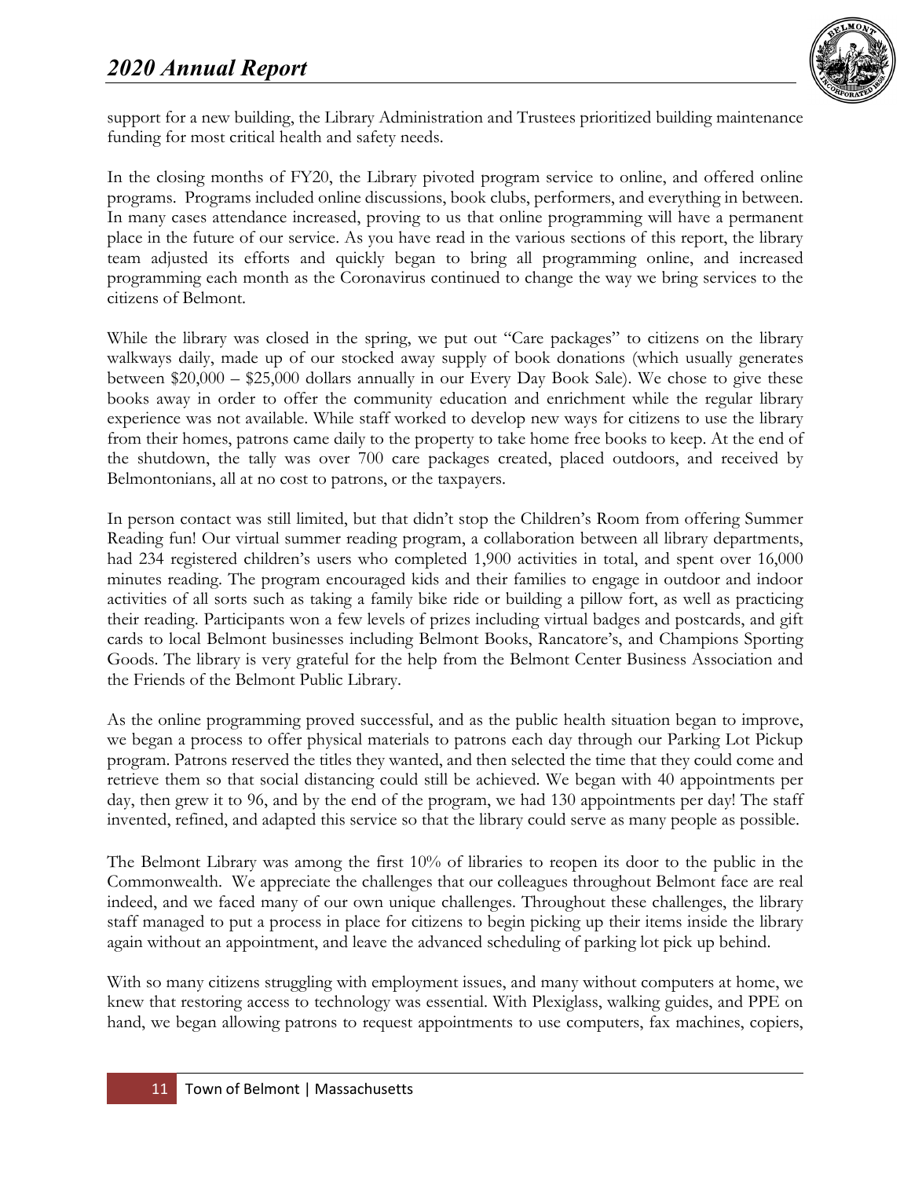support for a new building, the Library Administration and Trustees prioritized building maintenance funding for most critical health and safety needs.

In the closing months of FY20, the Library pivoted program service to online, and offered online programs. Programs included online discussions, book clubs, performers, and everything in between. In many cases attendance increased, proving to us that online programming will have a permanent place in the future of our service. As you have read in the various sections of this report, the library team adjusted its efforts and quickly began to bring all programming online, and increased programming each month as the Coronavirus continued to change the way we bring services to the citizens of Belmont.

While the library was closed in the spring, we put out "Care packages" to citizens on the library walkways daily, made up of our stocked away supply of book donations (which usually generates between $20,000 – $25,000 dollars annually in our Every Day Book Sale). We chose to give these books away in order to offer the community education and enrichment while the regular library experience was not available. While staff worked to develop new ways for citizens to use the library from their homes, patrons came daily to the property to take home free books to keep. At the end of the shutdown, the tally was over 700 care packages created, placed outdoors, and received by Belmontonians, all at no cost to patrons, or the taxpayers.

In person contact was still limited, but that didn't stop the Children's Room from offering Summer Reading fun! Our virtual summer reading program, a collaboration between all library departments, had 234 registered children's users who completed 1,900 activities in total, and spent over 16,000 minutes reading. The program encouraged kids and their families to engage in outdoor and indoor activities of all sorts such as taking a family bike ride or building a pillow fort, as well as practicing their reading. Participants won a few levels of prizes including virtual badges and postcards, and gift cards to local Belmont businesses including Belmont Books, Rancatore's, and Champions Sporting Goods. The library is very grateful for the help from the Belmont Center Business Association and the Friends of the Belmont Public Library.

As the online programming proved successful, and as the public health situation began to improve, we began a process to offer physical materials to patrons each day through our Parking Lot Pickup program. Patrons reserved the titles they wanted, and then selected the time that they could come and retrieve them so that social distancing could still be achieved. We began with 40 appointments per day, then grew it to 96, and by the end of the program, we had 130 appointments per day! The staff invented, refined, and adapted this service so that the library could serve as many people as possible.

The Belmont Library was among the first 10% of libraries to reopen its door to the public in the Commonwealth. We appreciate the challenges that our colleagues throughout Belmont face are real indeed, and we faced many of our own unique challenges. Throughout these challenges, the library staff managed to put a process in place for citizens to begin picking up their items inside the library again without an appointment, and leave the advanced scheduling of parking lot pick up behind.

With so many citizens struggling with employment issues, and many without computers at home, we knew that restoring access to technology was essential. With Plexiglass, walking guides, and PPE on hand, we began allowing patrons to request appointments to use computers, fax machines, copiers,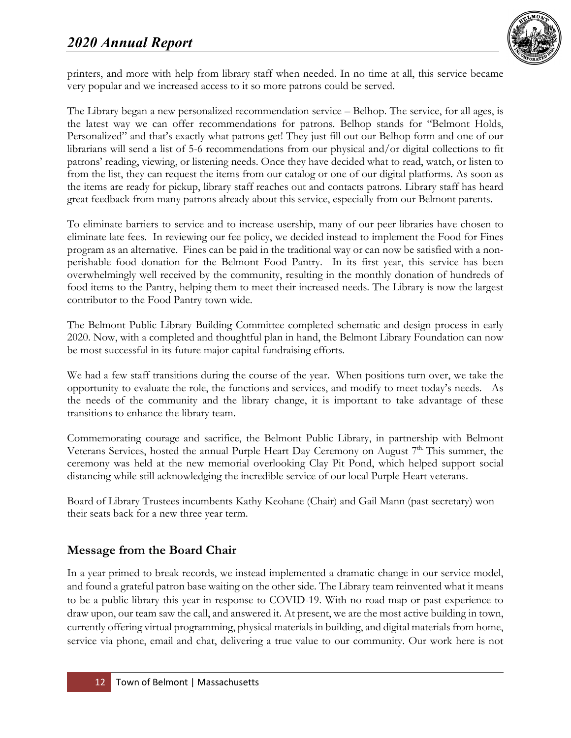printers, and more with help from library staff when needed. In no time at all, this service became very popular and we increased access to it so more patrons could be served.

The Library began a new personalized recommendation service – Belhop. The service, for all ages, is the latest way we can offer recommendations for patrons. Belhop stands for "Belmont Holds, Personalized" and that's exactly what patrons get! They just fill out our Belhop form and one of our librarians will send a list of 5-6 recommendations from our physical and/or digital collections to fit patrons' reading, viewing, or listening needs. Once they have decided what to read, watch, or listen to from the list, they can request the items from our catalog or one of our digital platforms. As soon as the items are ready for pickup, library staff reaches out and contacts patrons. Library staff has heard great feedback from many patrons already about this service, especially from our Belmont parents.

To eliminate barriers to service and to increase usership, many of our peer libraries have chosen to eliminate late fees. In reviewing our fee policy, we decided instead to implement the Food for Fines program as an alternative. Fines can be paid in the traditional way or can now be satisfied with a non-perishable food donation for the Belmont Food Pantry. In its first year, this service has been overwhelmingly well received by the community, resulting in the monthly donation of hundreds of food items to the Pantry, helping them to meet their increased needs. The Library is now the largest contributor to the Food Pantry town wide.

The Belmont Public Library Building Committee completed schematic and design process in early 2020. Now, with a completed and thoughtful plan in hand, the Belmont Library Foundation can now be most successful in its future major capital fundraising efforts.

We had a few staff transitions during the course of the year. When positions turn over, we take the opportunity to evaluate the role, the functions and services, and modify to meet today's needs. As the needs of the community and the library change, it is important to take advantage of these transitions to enhance the library team.

Commemorating courage and sacrifice, the Belmont Public Library, in partnership with Belmont Veterans Services, hosted the annual Purple Heart Day Ceremony on August 7th. This summer, the ceremony was held at the new memorial overlooking Clay Pit Pond, which helped support social distancing while still acknowledging the incredible service of our local Purple Heart veterans.

Board of Library Trustees incumbents Kathy Keohane (Chair) and Gail Mann (past secretary) won their seats back for a new three year term.

## Message from the Board Chair

In a year primed to break records, we instead implemented a dramatic change in our service model, and found a grateful patron base waiting on the other side. The Library team reinvented what it means to be a public library this year in response to COVID-19. With no road map or past experience to draw upon, our team saw the call, and answered it. At present, we are the most active building in town, currently offering virtual programming, physical materials in building, and digital materials from home, service via phone, email and chat, delivering a true value to our community. Our work here is not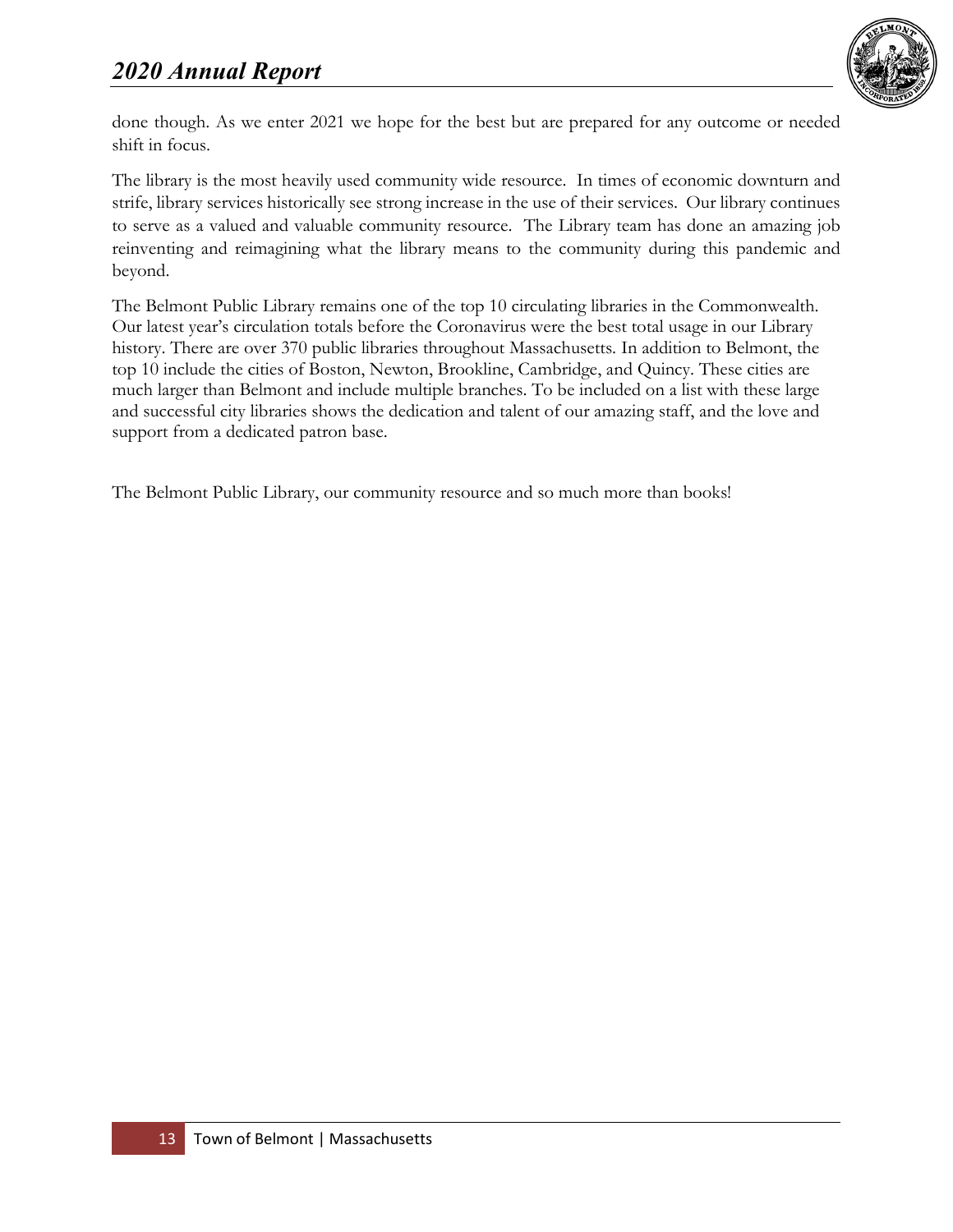done though. As we enter 2021 we hope for the best but are prepared for any outcome or needed shift in focus.

The library is the most heavily used community wide resource. In times of economic downturn and strife, library services historically see strong increase in the use of their services. Our library continues to serve as a valued and valuable community resource. The Library team has done an amazing job reinventing and reimagining what the library means to the community during this pandemic and beyond.

The Belmont Public Library remains one of the top 10 circulating libraries in the Commonwealth. Our latest year's circulation totals before the Coronavirus were the best total usage in our Library history. There are over 370 public libraries throughout Massachusetts. In addition to Belmont, the top 10 include the cities of Boston, Newton, Brookline, Cambridge, and Quincy. These cities are much larger than Belmont and include multiple branches. To be included on a list with these large and successful city libraries shows the dedication and talent of our amazing staff, and the love and support from a dedicated patron base.

The Belmont Public Library, our community resource and so much more than books!